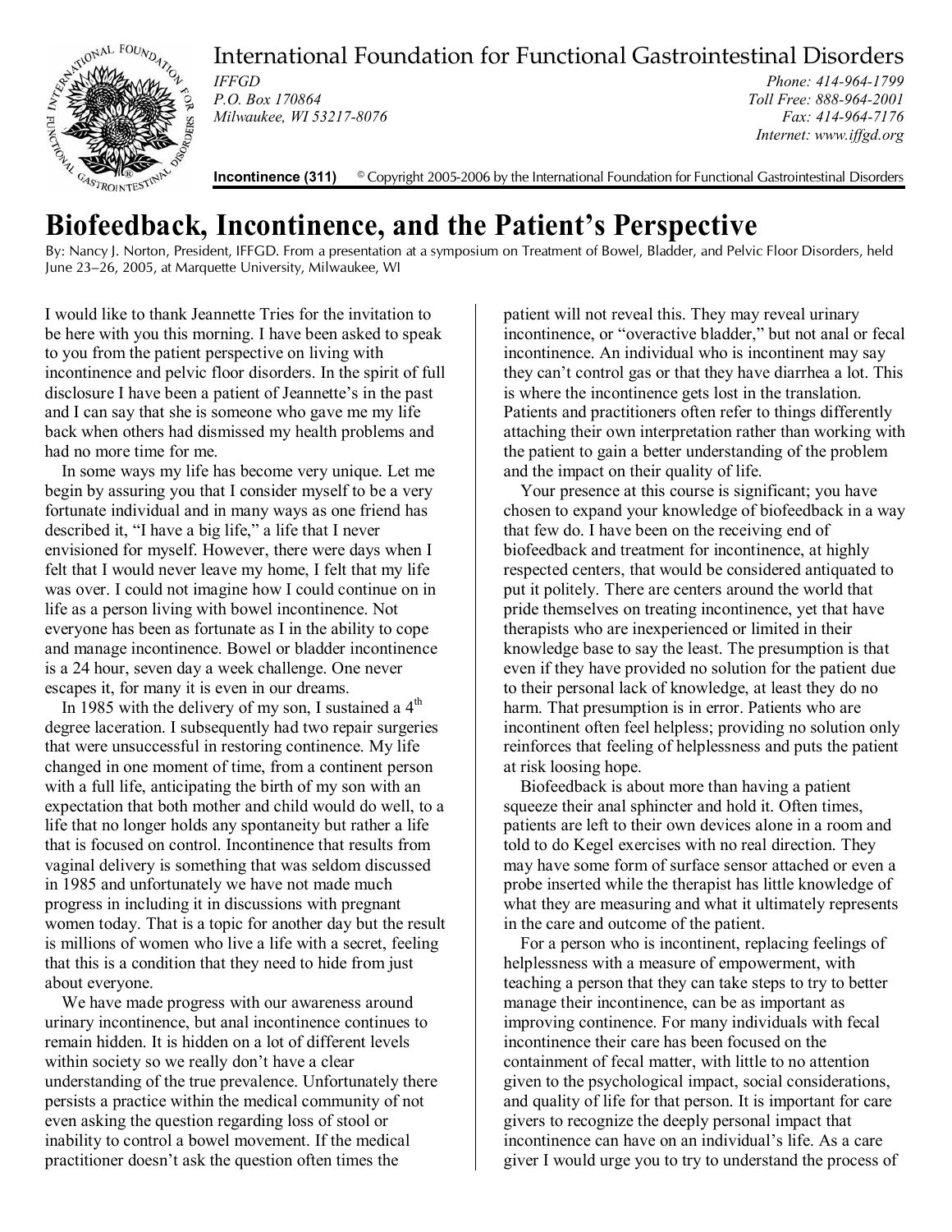# International Foundation for Functional Gastrointestinal Disorders

*IFFGD*
*P.O. Box 170864*
*Milwaukee, WI 53217-8076*

*Phone: 414-964-1799*
*Toll Free: 888-964-2001*
*Fax: 414-964-7176*
*Internet: www.iffgd.org*

**Incontinence (311)** © Copyright 2005-2006 by the International Foundation for Functional Gastrointestinal Disorders

# Biofeedback, Incontinence, and the Patient's Perspective

By: Nancy J. Norton, President, IFFGD. From a presentation at a symposium on Treatment of Bowel, Bladder, and Pelvic Floor Disorders, held June 23–26, 2005, at Marquette University, Milwaukee, WI

I would like to thank Jeannette Tries for the invitation to be here with you this morning. I have been asked to speak to you from the patient perspective on living with incontinence and pelvic floor disorders. In the spirit of full disclosure I have been a patient of Jeannette's in the past and I can say that she is someone who gave me my life back when others had dismissed my health problems and had no more time for me.

In some ways my life has become very unique. Let me begin by assuring you that I consider myself to be a very fortunate individual and in many ways as one friend has described it, "I have a big life," a life that I never envisioned for myself. However, there were days when I felt that I would never leave my home, I felt that my life was over. I could not imagine how I could continue on in life as a person living with bowel incontinence. Not everyone has been as fortunate as I in the ability to cope and manage incontinence. Bowel or bladder incontinence is a 24 hour, seven day a week challenge. One never escapes it, for many it is even in our dreams.

In 1985 with the delivery of my son, I sustained a 4th degree laceration. I subsequently had two repair surgeries that were unsuccessful in restoring continence. My life changed in one moment of time, from a continent person with a full life, anticipating the birth of my son with an expectation that both mother and child would do well, to a life that no longer holds any spontaneity but rather a life that is focused on control. Incontinence that results from vaginal delivery is something that was seldom discussed in 1985 and unfortunately we have not made much progress in including it in discussions with pregnant women today. That is a topic for another day but the result is millions of women who live a life with a secret, feeling that this is a condition that they need to hide from just about everyone.

We have made progress with our awareness around urinary incontinence, but anal incontinence continues to remain hidden. It is hidden on a lot of different levels within society so we really don't have a clear understanding of the true prevalence. Unfortunately there persists a practice within the medical community of not even asking the question regarding loss of stool or inability to control a bowel movement. If the medical practitioner doesn't ask the question often times the patient will not reveal this. They may reveal urinary incontinence, or "overactive bladder," but not anal or fecal incontinence. An individual who is incontinent may say they can't control gas or that they have diarrhea a lot. This is where the incontinence gets lost in the translation. Patients and practitioners often refer to things differently attaching their own interpretation rather than working with the patient to gain a better understanding of the problem and the impact on their quality of life.

Your presence at this course is significant; you have chosen to expand your knowledge of biofeedback in a way that few do. I have been on the receiving end of biofeedback and treatment for incontinence, at highly respected centers, that would be considered antiquated to put it politely. There are centers around the world that pride themselves on treating incontinence, yet that have therapists who are inexperienced or limited in their knowledge base to say the least. The presumption is that even if they have provided no solution for the patient due to their personal lack of knowledge, at least they do no harm. That presumption is in error. Patients who are incontinent often feel helpless; providing no solution only reinforces that feeling of helplessness and puts the patient at risk loosing hope.

Biofeedback is about more than having a patient squeeze their anal sphincter and hold it. Often times, patients are left to their own devices alone in a room and told to do Kegel exercises with no real direction. They may have some form of surface sensor attached or even a probe inserted while the therapist has little knowledge of what they are measuring and what it ultimately represents in the care and outcome of the patient.

For a person who is incontinent, replacing feelings of helplessness with a measure of empowerment, with teaching a person that they can take steps to try to better manage their incontinence, can be as important as improving continence. For many individuals with fecal incontinence their care has been focused on the containment of fecal matter, with little to no attention given to the psychological impact, social considerations, and quality of life for that person. It is important for care givers to recognize the deeply personal impact that incontinence can have on an individual's life. As a care giver I would urge you to try to understand the process of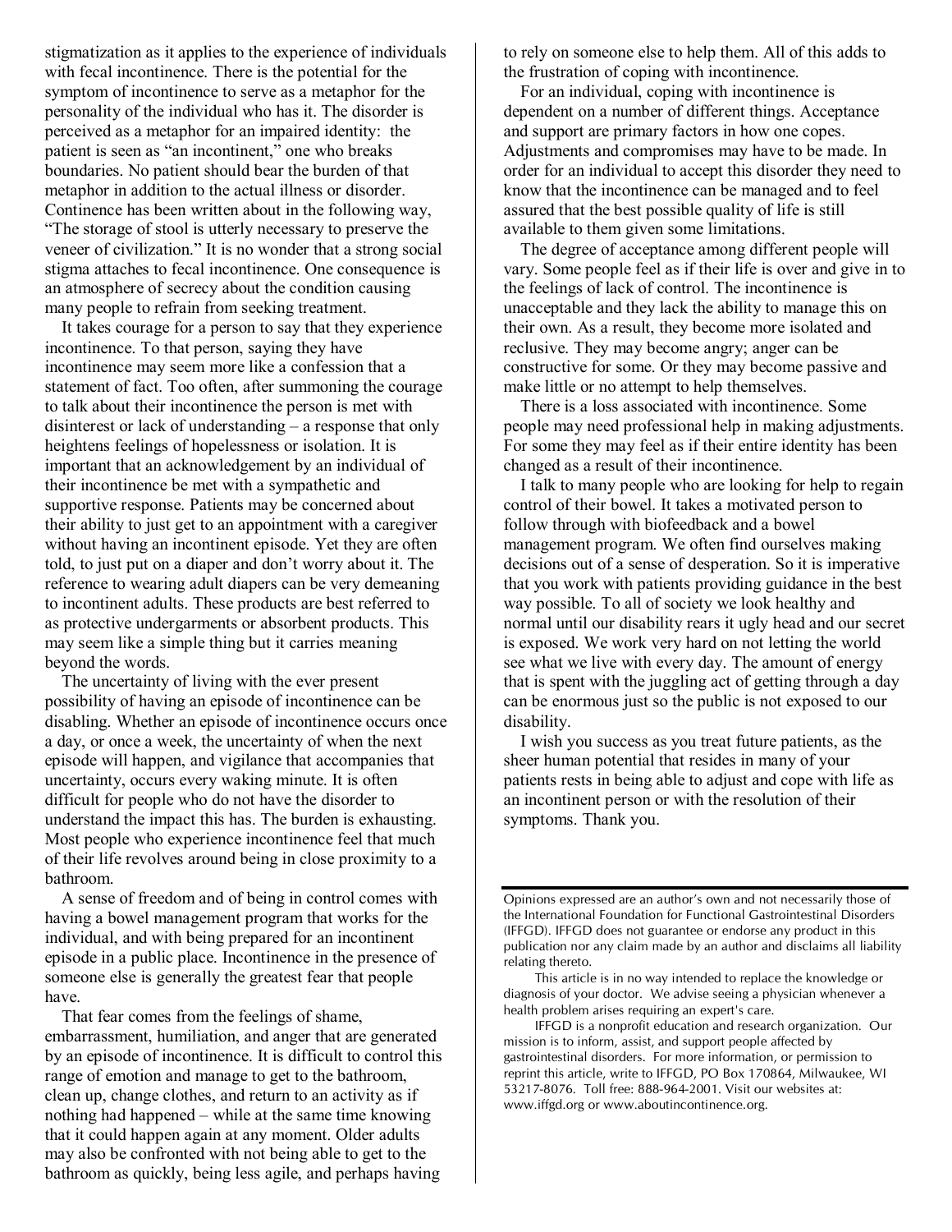stigmatization as it applies to the experience of individuals with fecal incontinence. There is the potential for the symptom of incontinence to serve as a metaphor for the personality of the individual who has it. The disorder is perceived as a metaphor for an impaired identity: the patient is seen as "an incontinent," one who breaks boundaries. No patient should bear the burden of that metaphor in addition to the actual illness or disorder. Continence has been written about in the following way, "The storage of stool is utterly necessary to preserve the veneer of civilization." It is no wonder that a strong social stigma attaches to fecal incontinence. One consequence is an atmosphere of secrecy about the condition causing many people to refrain from seeking treatment.

It takes courage for a person to say that they experience incontinence. To that person, saying they have incontinence may seem more like a confession that a statement of fact. Too often, after summoning the courage to talk about their incontinence the person is met with disinterest or lack of understanding – a response that only heightens feelings of hopelessness or isolation. It is important that an acknowledgement by an individual of their incontinence be met with a sympathetic and supportive response. Patients may be concerned about their ability to just get to an appointment with a caregiver without having an incontinent episode. Yet they are often told, to just put on a diaper and don't worry about it. The reference to wearing adult diapers can be very demeaning to incontinent adults. These products are best referred to as protective undergarments or absorbent products. This may seem like a simple thing but it carries meaning beyond the words.

The uncertainty of living with the ever present possibility of having an episode of incontinence can be disabling. Whether an episode of incontinence occurs once a day, or once a week, the uncertainty of when the next episode will happen, and vigilance that accompanies that uncertainty, occurs every waking minute. It is often difficult for people who do not have the disorder to understand the impact this has. The burden is exhausting. Most people who experience incontinence feel that much of their life revolves around being in close proximity to a bathroom.

A sense of freedom and of being in control comes with having a bowel management program that works for the individual, and with being prepared for an incontinent episode in a public place. Incontinence in the presence of someone else is generally the greatest fear that people have.

That fear comes from the feelings of shame, embarrassment, humiliation, and anger that are generated by an episode of incontinence. It is difficult to control this range of emotion and manage to get to the bathroom, clean up, change clothes, and return to an activity as if nothing had happened – while at the same time knowing that it could happen again at any moment. Older adults may also be confronted with not being able to get to the bathroom as quickly, being less agile, and perhaps having to rely on someone else to help them. All of this adds to the frustration of coping with incontinence.

For an individual, coping with incontinence is dependent on a number of different things. Acceptance and support are primary factors in how one copes. Adjustments and compromises may have to be made. In order for an individual to accept this disorder they need to know that the incontinence can be managed and to feel assured that the best possible quality of life is still available to them given some limitations.

The degree of acceptance among different people will vary. Some people feel as if their life is over and give in to the feelings of lack of control. The incontinence is unacceptable and they lack the ability to manage this on their own. As a result, they become more isolated and reclusive. They may become angry; anger can be constructive for some. Or they may become passive and make little or no attempt to help themselves.

There is a loss associated with incontinence. Some people may need professional help in making adjustments. For some they may feel as if their entire identity has been changed as a result of their incontinence.

I talk to many people who are looking for help to regain control of their bowel. It takes a motivated person to follow through with biofeedback and a bowel management program. We often find ourselves making decisions out of a sense of desperation. So it is imperative that you work with patients providing guidance in the best way possible. To all of society we look healthy and normal until our disability rears it ugly head and our secret is exposed. We work very hard on not letting the world see what we live with every day. The amount of energy that is spent with the juggling act of getting through a day can be enormous just so the public is not exposed to our disability.

I wish you success as you treat future patients, as the sheer human potential that resides in many of your patients rests in being able to adjust and cope with life as an incontinent person or with the resolution of their symptoms. Thank you.

---

Opinions expressed are an author's own and not necessarily those of the International Foundation for Functional Gastrointestinal Disorders (IFFGD). IFFGD does not guarantee or endorse any product in this publication nor any claim made by an author and disclaims all liability relating thereto.

This article is in no way intended to replace the knowledge or diagnosis of your doctor. We advise seeing a physician whenever a health problem arises requiring an expert's care.

IFFGD is a nonprofit education and research organization. Our mission is to inform, assist, and support people affected by gastrointestinal disorders. For more information, or permission to reprint this article, write to IFFGD, PO Box 170864, Milwaukee, WI 53217-8076. Toll free: 888-964-2001. Visit our websites at: www.iffgd.org or www.aboutincontinence.org.